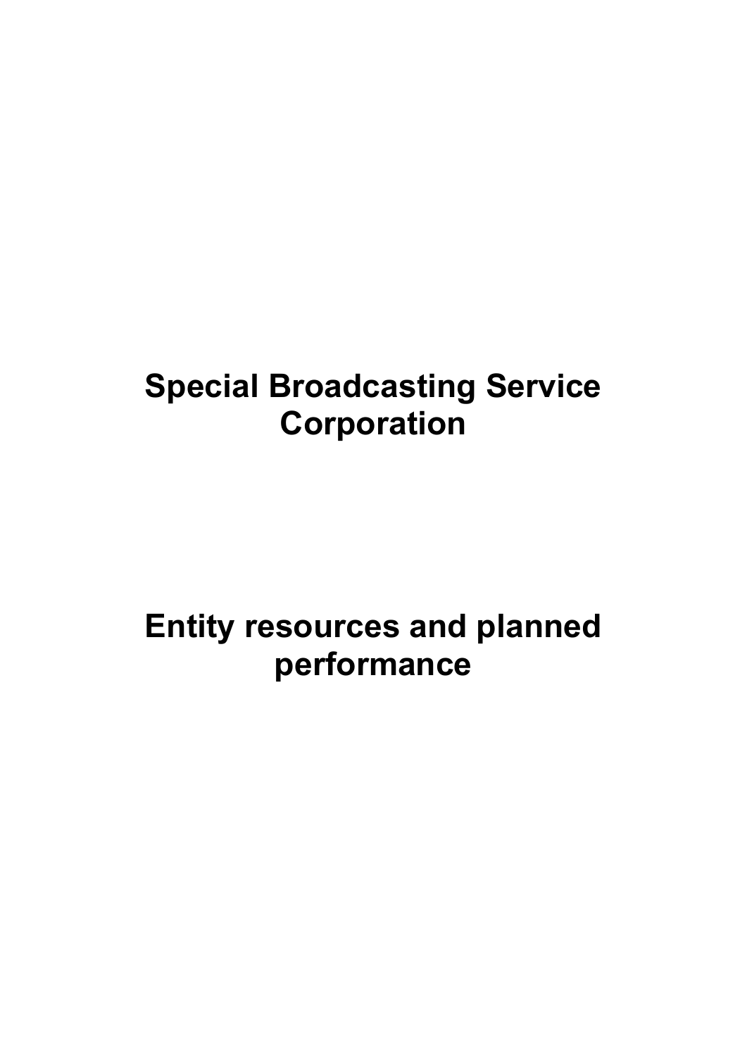# Special Broadcasting Service Corporation

# Entity resources and planned performance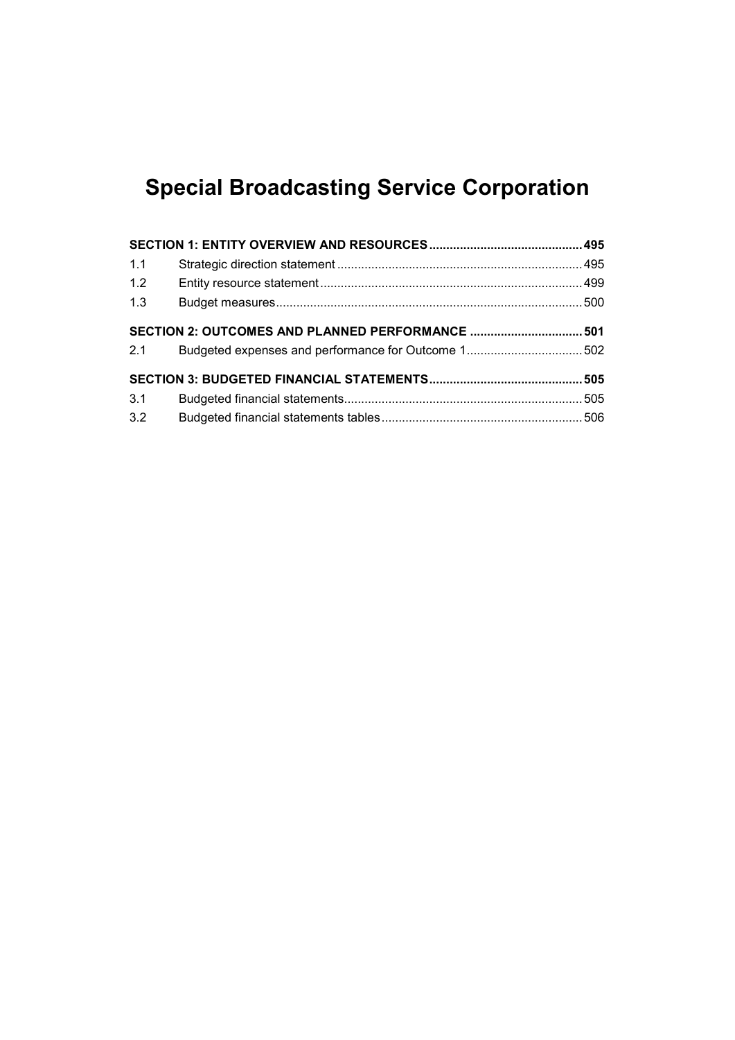# Special Broadcasting Service Corporation

| | | |
|---|---|---|
| **SECTION 1: ENTITY OVERVIEW AND RESOURCES** | | **495** |
| 1.1 | Strategic direction statement | 495 |
| 1.2 | Entity resource statement | 499 |
| 1.3 | Budget measures | 500 |
| **SECTION 2: OUTCOMES AND PLANNED PERFORMANCE** | | **501** |
| 2.1 | Budgeted expenses and performance for Outcome 1 | 502 |
| **SECTION 3: BUDGETED FINANCIAL STATEMENTS** | | **505** |
| 3.1 | Budgeted financial statements | 505 |
| 3.2 | Budgeted financial statements tables | 506 |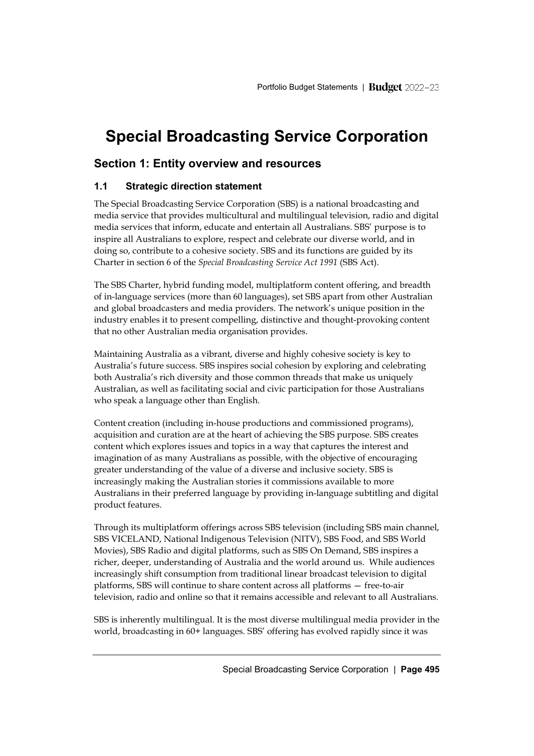# Special Broadcasting Service Corporation

## Section 1: Entity overview and resources

### 1.1 Strategic direction statement

The Special Broadcasting Service Corporation (SBS) is a national broadcasting and media service that provides multicultural and multilingual television, radio and digital media services that inform, educate and entertain all Australians. SBS' purpose is to inspire all Australians to explore, respect and celebrate our diverse world, and in doing so, contribute to a cohesive society. SBS and its functions are guided by its Charter in section 6 of the *Special Broadcasting Service Act 1991* (SBS Act).

The SBS Charter, hybrid funding model, multiplatform content offering, and breadth of in-language services (more than 60 languages), set SBS apart from other Australian and global broadcasters and media providers. The network's unique position in the industry enables it to present compelling, distinctive and thought-provoking content that no other Australian media organisation provides.

Maintaining Australia as a vibrant, diverse and highly cohesive society is key to Australia's future success. SBS inspires social cohesion by exploring and celebrating both Australia's rich diversity and those common threads that make us uniquely Australian, as well as facilitating social and civic participation for those Australians who speak a language other than English.

Content creation (including in-house productions and commissioned programs), acquisition and curation are at the heart of achieving the SBS purpose. SBS creates content which explores issues and topics in a way that captures the interest and imagination of as many Australians as possible, with the objective of encouraging greater understanding of the value of a diverse and inclusive society. SBS is increasingly making the Australian stories it commissions available to more Australians in their preferred language by providing in-language subtitling and digital product features.

Through its multiplatform offerings across SBS television (including SBS main channel, SBS VICELAND, National Indigenous Television (NITV), SBS Food, and SBS World Movies), SBS Radio and digital platforms, such as SBS On Demand, SBS inspires a richer, deeper, understanding of Australia and the world around us. While audiences increasingly shift consumption from traditional linear broadcast television to digital platforms, SBS will continue to share content across all platforms — free-to-air television, radio and online so that it remains accessible and relevant to all Australians.

SBS is inherently multilingual. It is the most diverse multilingual media provider in the world, broadcasting in 60+ languages. SBS' offering has evolved rapidly since it was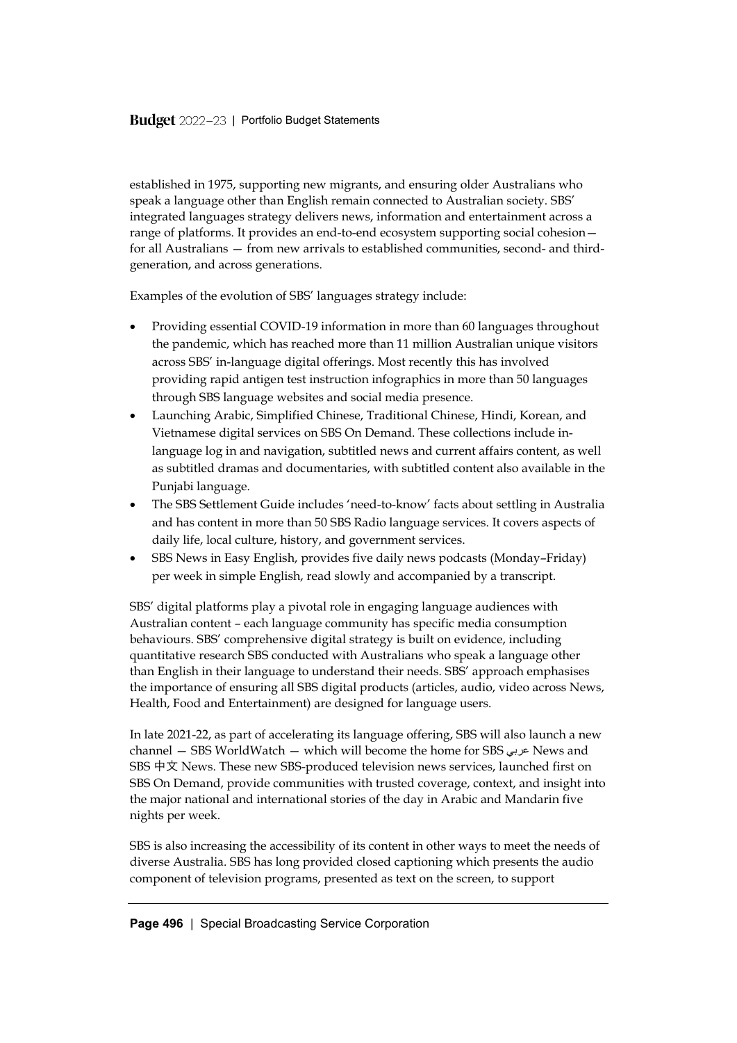established in 1975, supporting new migrants, and ensuring older Australians who speak a language other than English remain connected to Australian society. SBS' integrated languages strategy delivers news, information and entertainment across a range of platforms. It provides an end-to-end ecosystem supporting social cohesion— for all Australians — from new arrivals to established communities, second- and third-generation, and across generations.

Examples of the evolution of SBS' languages strategy include:

- Providing essential COVID-19 information in more than 60 languages throughout the pandemic, which has reached more than 11 million Australian unique visitors across SBS' in-language digital offerings. Most recently this has involved providing rapid antigen test instruction infographics in more than 50 languages through SBS language websites and social media presence.
- Launching Arabic, Simplified Chinese, Traditional Chinese, Hindi, Korean, and Vietnamese digital services on SBS On Demand. These collections include in-language log in and navigation, subtitled news and current affairs content, as well as subtitled dramas and documentaries, with subtitled content also available in the Punjabi language.
- The SBS Settlement Guide includes 'need-to-know' facts about settling in Australia and has content in more than 50 SBS Radio language services. It covers aspects of daily life, local culture, history, and government services.
- SBS News in Easy English, provides five daily news podcasts (Monday–Friday) per week in simple English, read slowly and accompanied by a transcript.

SBS' digital platforms play a pivotal role in engaging language audiences with Australian content – each language community has specific media consumption behaviours. SBS' comprehensive digital strategy is built on evidence, including quantitative research SBS conducted with Australians who speak a language other than English in their language to understand their needs. SBS' approach emphasises the importance of ensuring all SBS digital products (articles, audio, video across News, Health, Food and Entertainment) are designed for language users.

In late 2021-22, as part of accelerating its language offering, SBS will also launch a new channel — SBS WorldWatch — which will become the home for SBS عربي News and SBS 中文 News. These new SBS-produced television news services, launched first on SBS On Demand, provide communities with trusted coverage, context, and insight into the major national and international stories of the day in Arabic and Mandarin five nights per week.

SBS is also increasing the accessibility of its content in other ways to meet the needs of diverse Australia. SBS has long provided closed captioning which presents the audio component of television programs, presented as text on the screen, to support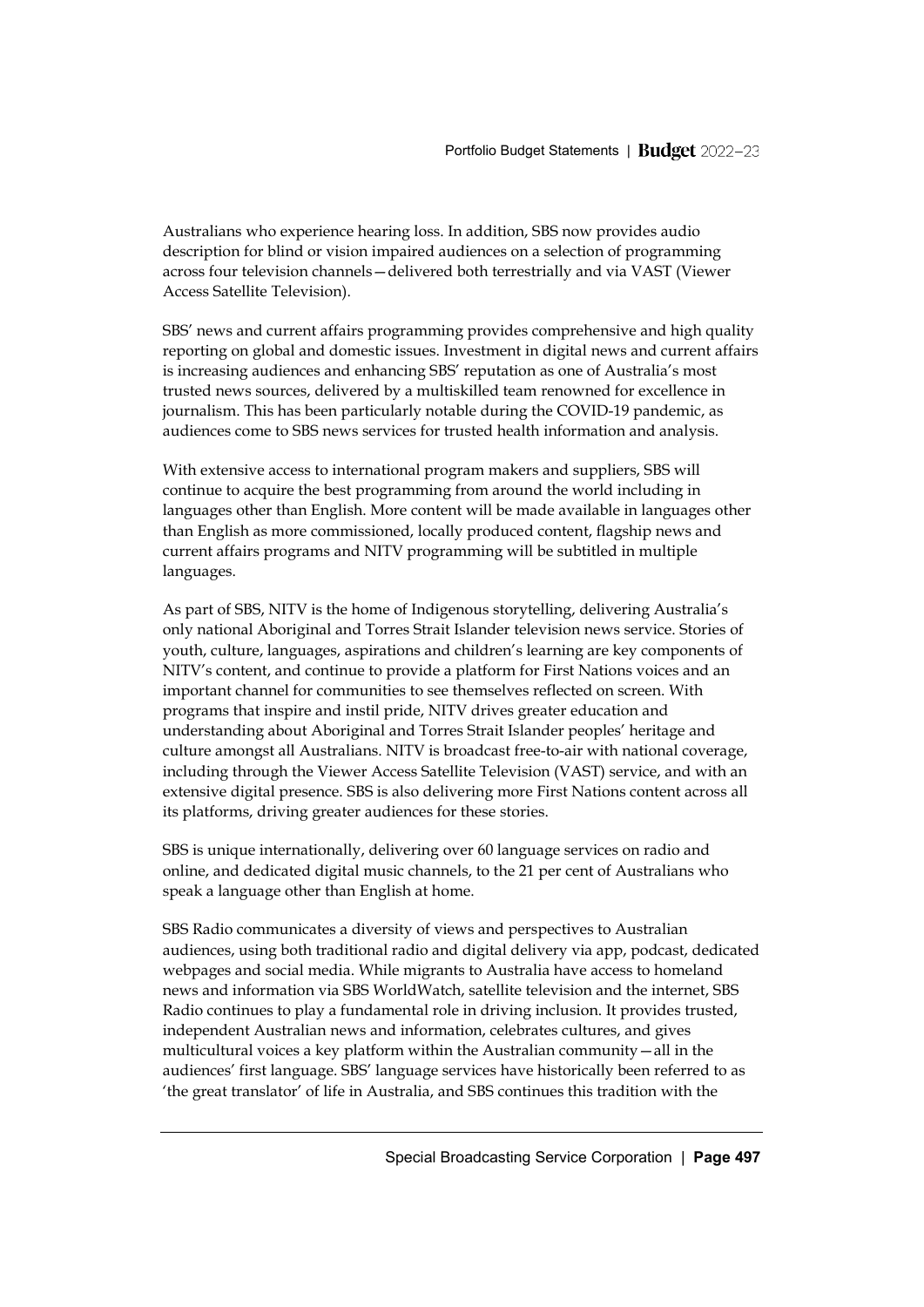Australians who experience hearing loss. In addition, SBS now provides audio description for blind or vision impaired audiences on a selection of programming across four television channels—delivered both terrestrially and via VAST (Viewer Access Satellite Television).

SBS' news and current affairs programming provides comprehensive and high quality reporting on global and domestic issues. Investment in digital news and current affairs is increasing audiences and enhancing SBS' reputation as one of Australia's most trusted news sources, delivered by a multiskilled team renowned for excellence in journalism. This has been particularly notable during the COVID-19 pandemic, as audiences come to SBS news services for trusted health information and analysis.

With extensive access to international program makers and suppliers, SBS will continue to acquire the best programming from around the world including in languages other than English. More content will be made available in languages other than English as more commissioned, locally produced content, flagship news and current affairs programs and NITV programming will be subtitled in multiple languages.

As part of SBS, NITV is the home of Indigenous storytelling, delivering Australia's only national Aboriginal and Torres Strait Islander television news service. Stories of youth, culture, languages, aspirations and children's learning are key components of NITV's content, and continue to provide a platform for First Nations voices and an important channel for communities to see themselves reflected on screen. With programs that inspire and instil pride, NITV drives greater education and understanding about Aboriginal and Torres Strait Islander peoples' heritage and culture amongst all Australians. NITV is broadcast free-to-air with national coverage, including through the Viewer Access Satellite Television (VAST) service, and with an extensive digital presence. SBS is also delivering more First Nations content across all its platforms, driving greater audiences for these stories.

SBS is unique internationally, delivering over 60 language services on radio and online, and dedicated digital music channels, to the 21 per cent of Australians who speak a language other than English at home.

SBS Radio communicates a diversity of views and perspectives to Australian audiences, using both traditional radio and digital delivery via app, podcast, dedicated webpages and social media. While migrants to Australia have access to homeland news and information via SBS WorldWatch, satellite television and the internet, SBS Radio continues to play a fundamental role in driving inclusion. It provides trusted, independent Australian news and information, celebrates cultures, and gives multicultural voices a key platform within the Australian community—all in the audiences' first language. SBS' language services have historically been referred to as 'the great translator' of life in Australia, and SBS continues this tradition with the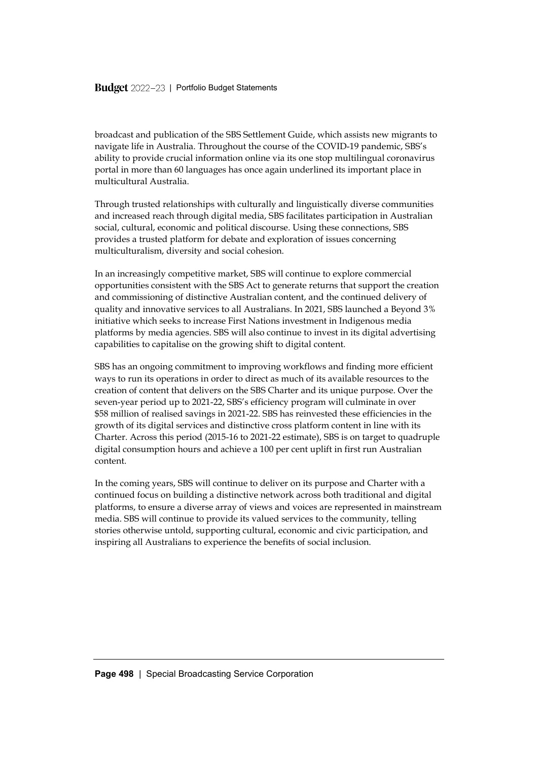broadcast and publication of the SBS Settlement Guide, which assists new migrants to navigate life in Australia. Throughout the course of the COVID-19 pandemic, SBS's ability to provide crucial information online via its one stop multilingual coronavirus portal in more than 60 languages has once again underlined its important place in multicultural Australia.

Through trusted relationships with culturally and linguistically diverse communities and increased reach through digital media, SBS facilitates participation in Australian social, cultural, economic and political discourse. Using these connections, SBS provides a trusted platform for debate and exploration of issues concerning multiculturalism, diversity and social cohesion.

In an increasingly competitive market, SBS will continue to explore commercial opportunities consistent with the SBS Act to generate returns that support the creation and commissioning of distinctive Australian content, and the continued delivery of quality and innovative services to all Australians. In 2021, SBS launched a Beyond 3% initiative which seeks to increase First Nations investment in Indigenous media platforms by media agencies. SBS will also continue to invest in its digital advertising capabilities to capitalise on the growing shift to digital content.

SBS has an ongoing commitment to improving workflows and finding more efficient ways to run its operations in order to direct as much of its available resources to the creation of content that delivers on the SBS Charter and its unique purpose. Over the seven-year period up to 2021-22, SBS's efficiency program will culminate in over $58 million of realised savings in 2021-22. SBS has reinvested these efficiencies in the growth of its digital services and distinctive cross platform content in line with its Charter. Across this period (2015-16 to 2021-22 estimate), SBS is on target to quadruple digital consumption hours and achieve a 100 per cent uplift in first run Australian content.

In the coming years, SBS will continue to deliver on its purpose and Charter with a continued focus on building a distinctive network across both traditional and digital platforms, to ensure a diverse array of views and voices are represented in mainstream media. SBS will continue to provide its valued services to the community, telling stories otherwise untold, supporting cultural, economic and civic participation, and inspiring all Australians to experience the benefits of social inclusion.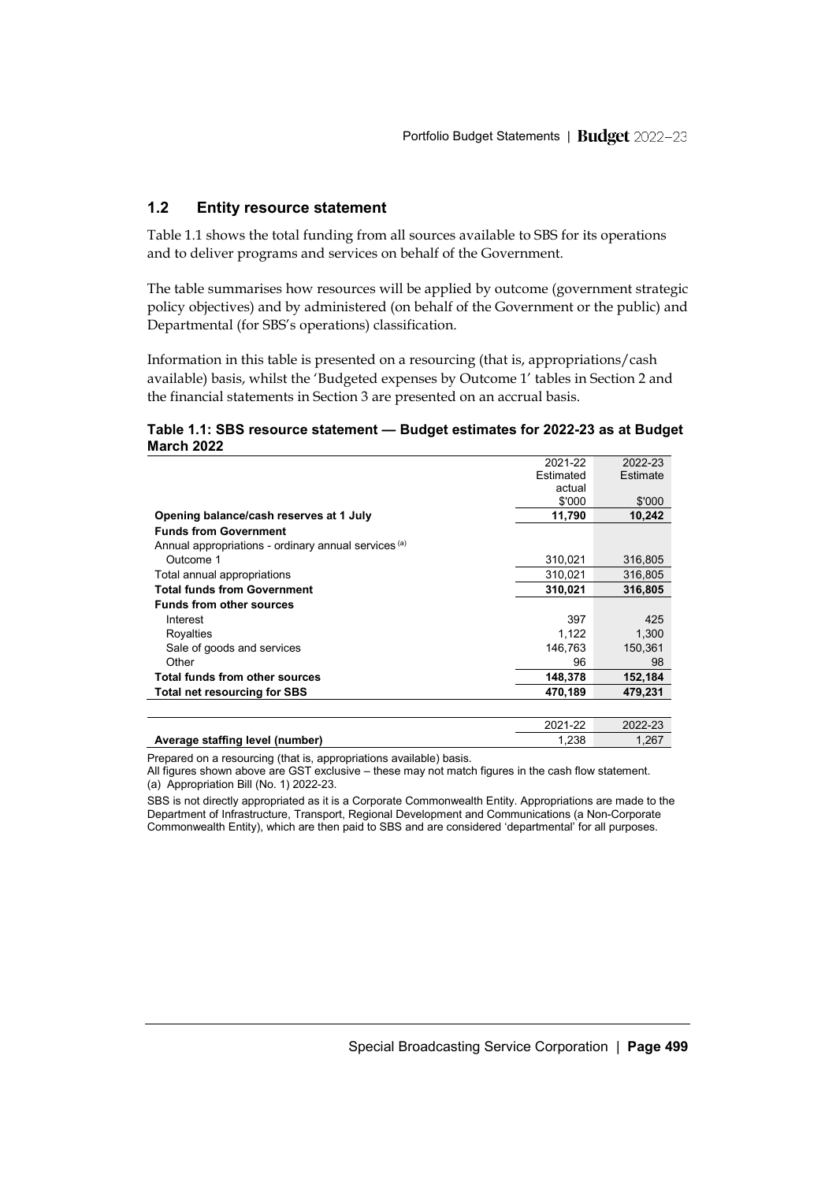## 1.2 Entity resource statement

Table 1.1 shows the total funding from all sources available to SBS for its operations and to deliver programs and services on behalf of the Government.

The table summarises how resources will be applied by outcome (government strategic policy objectives) and by administered (on behalf of the Government or the public) and Departmental (for SBS's operations) classification.

Information in this table is presented on a resourcing (that is, appropriations/cash available) basis, whilst the 'Budgeted expenses by Outcome 1' tables in Section 2 and the financial statements in Section 3 are presented on an accrual basis.

**Table 1.1: SBS resource statement — Budget estimates for 2022-23 as at Budget March 2022**

| | 2021-22 Estimated actual $'000 | 2022-23 Estimate $'000 |
|---|---|---|
| **Opening balance/cash reserves at 1 July** | **11,790** | **10,242** |
| **Funds from Government** | | |
| Annual appropriations - ordinary annual services [(a)] | | |
| Outcome 1 | 310,021 | 316,805 |
| Total annual appropriations | 310,021 | 316,805 |
| **Total funds from Government** | **310,021** | **316,805** |
| **Funds from other sources** | | |
| Interest | 397 | 425 |
| Royalties | 1,122 | 1,300 |
| Sale of goods and services | 146,763 | 150,361 |
| Other | 96 | 98 |
| **Total funds from other sources** | **148,378** | **152,184** |
| **Total net resourcing for SBS** | **470,189** | **479,231** |

| | 2021-22 | 2022-23 |
|---|---|---|
| **Average staffing level (number)** | 1,238 | 1,267 |

Prepared on a resourcing (that is, appropriations available) basis.
All figures shown above are GST exclusive – these may not match figures in the cash flow statement.
(a) Appropriation Bill (No. 1) 2022-23.

SBS is not directly appropriated as it is a Corporate Commonwealth Entity. Appropriations are made to the Department of Infrastructure, Transport, Regional Development and Communications (a Non-Corporate Commonwealth Entity), which are then paid to SBS and are considered 'departmental' for all purposes.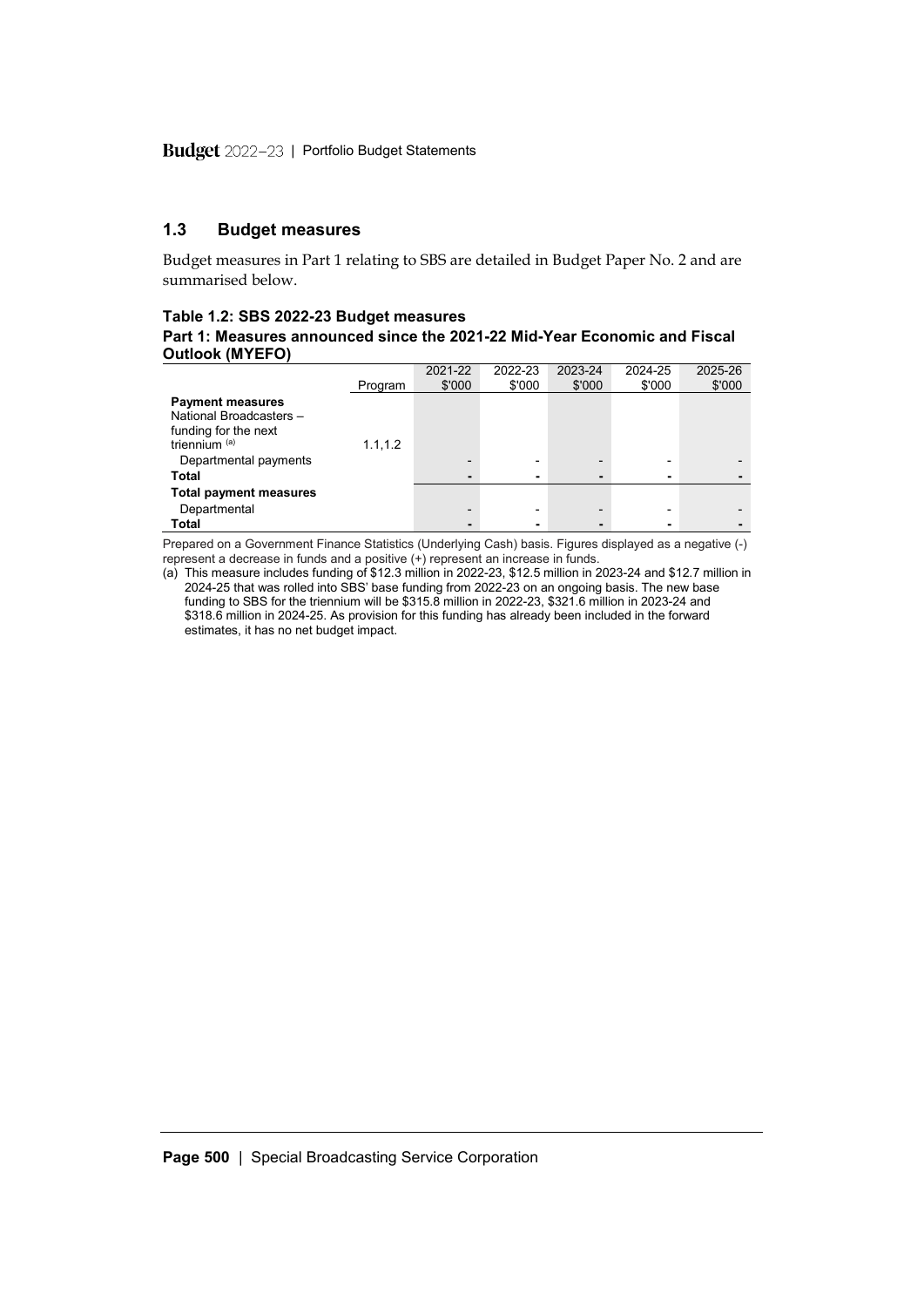## 1.3 Budget measures

Budget measures in Part 1 relating to SBS are detailed in Budget Paper No. 2 and are summarised below.

**Table 1.2: SBS 2022-23 Budget measures**
**Part 1: Measures announced since the 2021-22 Mid-Year Economic and Fiscal Outlook (MYEFO)**

| | Program | 2021-22 $'000 | 2022-23 $'000 | 2023-24 $'000 | 2024-25 $'000 | 2025-26 $'000 |
|---|---|---|---|---|---|---|
| **Payment measures** | | | | | | |
| National Broadcasters – funding for the next triennium [(a)] | 1.1,1.2 | | | | | |
| Departmental payments | | - | - | - | - | - |
| **Total** | | **-** | **-** | **-** | **-** | **-** |
| **Total payment measures** | | | | | | |
| Departmental | | - | - | - | - | - |
| **Total** | | **-** | **-** | **-** | **-** | **-** |

Prepared on a Government Finance Statistics (Underlying Cash) basis. Figures displayed as a negative (-) represent a decrease in funds and a positive (+) represent an increase in funds.

(a) This measure includes funding of $12.3 million in 2022-23, $12.5 million in 2023-24 and $12.7 million in 2024-25 that was rolled into SBS' base funding from 2022-23 on an ongoing basis. The new base funding to SBS for the triennium will be $315.8 million in 2022-23, $321.6 million in 2023-24 and $318.6 million in 2024-25. As provision for this funding has already been included in the forward estimates, it has no net budget impact.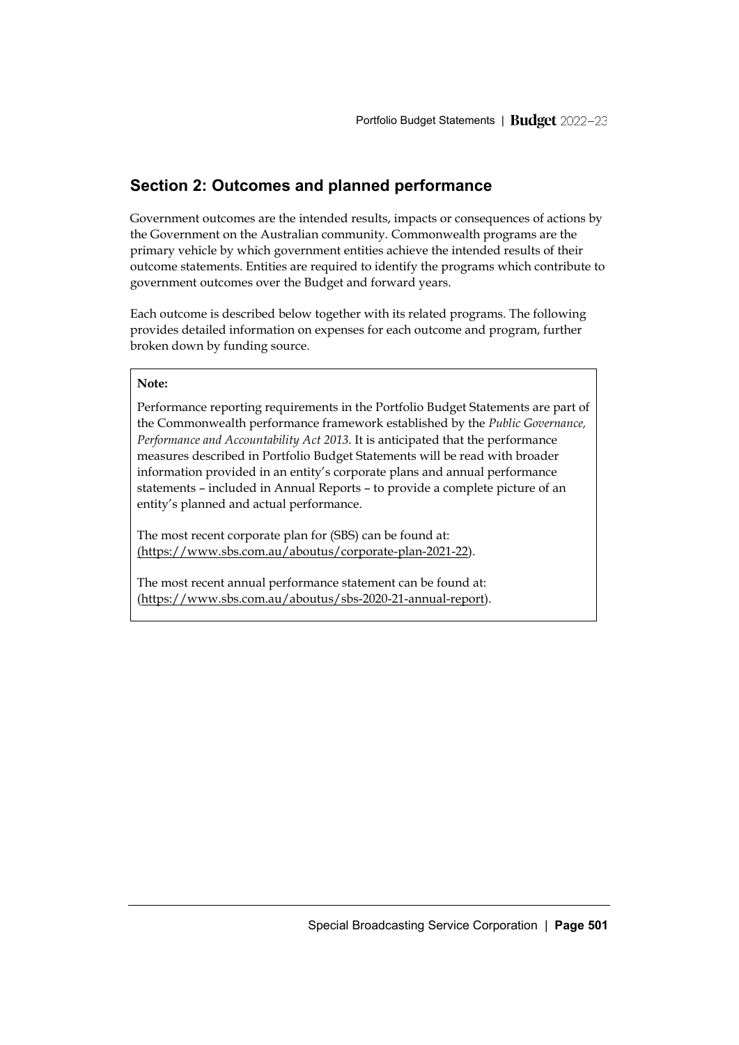## Section 2: Outcomes and planned performance

Government outcomes are the intended results, impacts or consequences of actions by the Government on the Australian community. Commonwealth programs are the primary vehicle by which government entities achieve the intended results of their outcome statements. Entities are required to identify the programs which contribute to government outcomes over the Budget and forward years.

Each outcome is described below together with its related programs. The following provides detailed information on expenses for each outcome and program, further broken down by funding source.

**Note:**

Performance reporting requirements in the Portfolio Budget Statements are part of the Commonwealth performance framework established by the *Public Governance, Performance and Accountability Act 2013*. It is anticipated that the performance measures described in Portfolio Budget Statements will be read with broader information provided in an entity's corporate plans and annual performance statements – included in Annual Reports – to provide a complete picture of an entity's planned and actual performance.

The most recent corporate plan for (SBS) can be found at: (https://www.sbs.com.au/aboutus/corporate-plan-2021-22).

The most recent annual performance statement can be found at: (https://www.sbs.com.au/aboutus/sbs-2020-21-annual-report).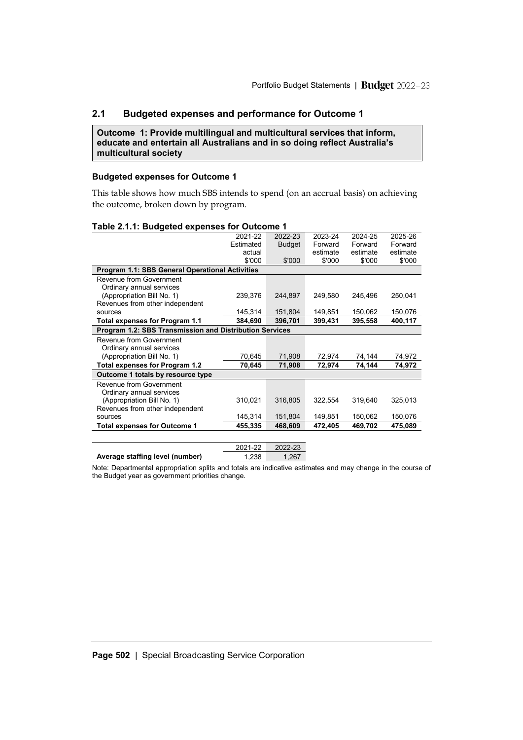## 2.1 Budgeted expenses and performance for Outcome 1

**Outcome 1: Provide multilingual and multicultural services that inform, educate and entertain all Australians and in so doing reflect Australia's multicultural society**

### Budgeted expenses for Outcome 1

This table shows how much SBS intends to spend (on an accrual basis) on achieving the outcome, broken down by program.

**Table 2.1.1: Budgeted expenses for Outcome 1**

| | 2021-22 Estimated actual $'000 | 2022-23 Budget $'000 | 2023-24 Forward estimate $'000 | 2024-25 Forward estimate $'000 | 2025-26 Forward estimate $'000 |
|---|---|---|---|---|---|
| **Program 1.1: SBS General Operational Activities** | | | | | |
| Revenue from Government | | | | | |
| Ordinary annual services (Appropriation Bill No. 1) | 239,376 | 244,897 | 249,580 | 245,496 | 250,041 |
| Revenues from other independent sources | 145,314 | 151,804 | 149,851 | 150,062 | 150,076 |
| **Total expenses for Program 1.1** | **384,690** | **396,701** | **399,431** | **395,558** | **400,117** |
| **Program 1.2: SBS Transmission and Distribution Services** | | | | | |
| Revenue from Government | | | | | |
| Ordinary annual services (Appropriation Bill No. 1) | 70,645 | 71,908 | 72,974 | 74,144 | 74,972 |
| **Total expenses for Program 1.2** | **70,645** | **71,908** | **72,974** | **74,144** | **74,972** |
| **Outcome 1 totals by resource type** | | | | | |
| Revenue from Government | | | | | |
| Ordinary annual services (Appropriation Bill No. 1) | 310,021 | 316,805 | 322,554 | 319,640 | 325,013 |
| Revenues from other independent sources | 145,314 | 151,804 | 149,851 | 150,062 | 150,076 |
| **Total expenses for Outcome 1** | **455,335** | **468,609** | **472,405** | **469,702** | **475,089** |

| | 2021-22 | 2022-23 |
|---|---|---|
| **Average staffing level (number)** | 1,238 | 1,267 |

Note: Departmental appropriation splits and totals are indicative estimates and may change in the course of the Budget year as government priorities change.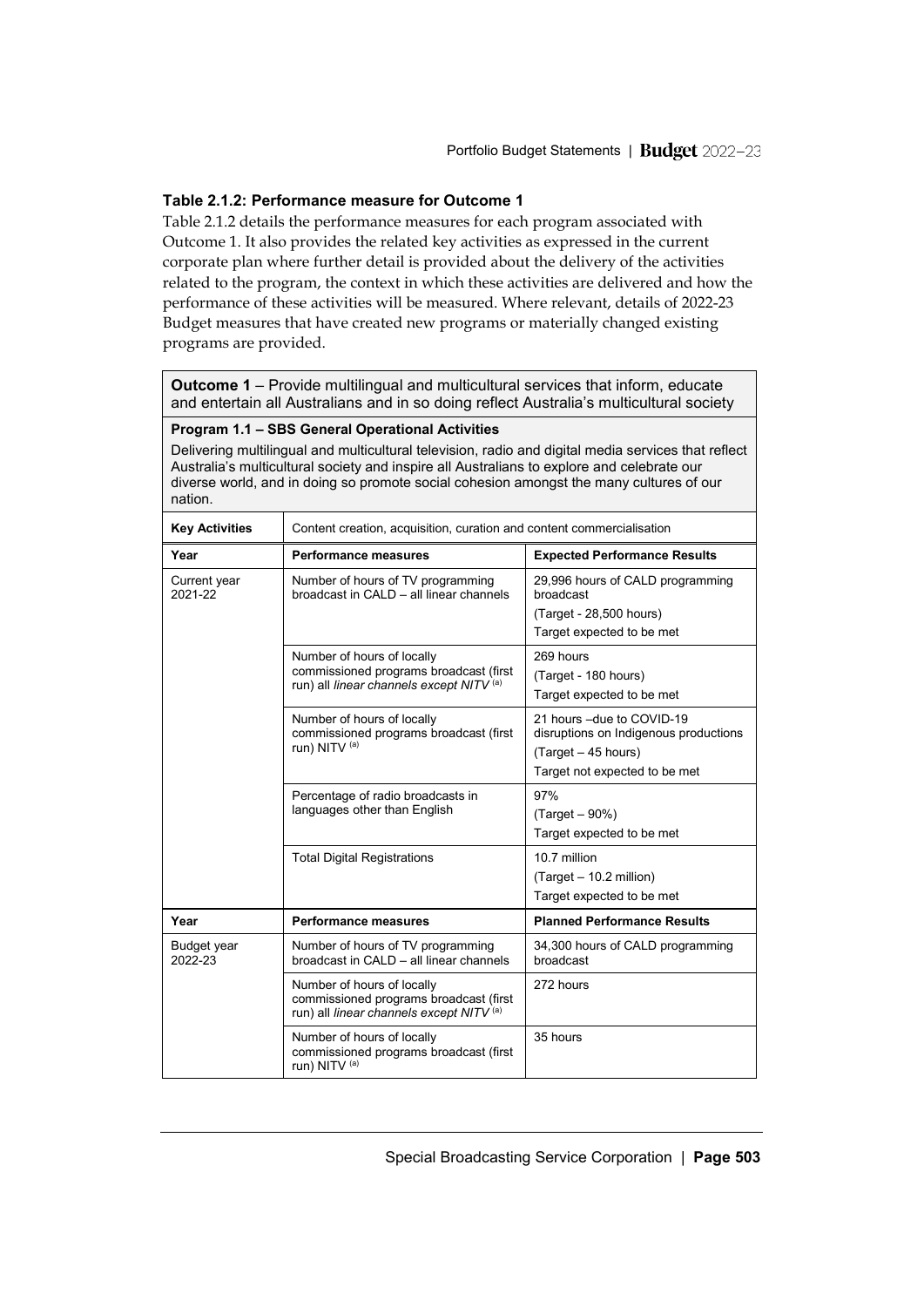### Table 2.1.2: Performance measure for Outcome 1

Table 2.1.2 details the performance measures for each program associated with Outcome 1. It also provides the related key activities as expressed in the current corporate plan where further detail is provided about the delivery of the activities related to the program, the context in which these activities are delivered and how the performance of these activities will be measured. Where relevant, details of 2022-23 Budget measures that have created new programs or materially changed existing programs are provided.

| **Outcome 1** – Provide multilingual and multicultural services that inform, educate and entertain all Australians and in so doing reflect Australia's multicultural society | | |
|---|---|---|
| **Program 1.1 – SBS General Operational Activities**<br>Delivering multilingual and multicultural television, radio and digital media services that reflect Australia's multicultural society and inspire all Australians to explore and celebrate our diverse world, and in doing so promote social cohesion amongst the many cultures of our nation. | | |
| **Key Activities** | Content creation, acquisition, curation and content commercialisation | |
| **Year** | **Performance measures** | **Expected Performance Results** |
| Current year 2021-22 | Number of hours of TV programming broadcast in CALD – all linear channels | 29,996 hours of CALD programming broadcast<br>(Target - 28,500 hours)<br>Target expected to be met |
| | Number of hours of locally commissioned programs broadcast (first run) all *linear channels except NITV* [(a)] | 269 hours<br>(Target - 180 hours)<br>Target expected to be met |
| | Number of hours of locally commissioned programs broadcast (first run) NITV [(a)] | 21 hours –due to COVID-19 disruptions on Indigenous productions<br>(Target – 45 hours)<br>Target not expected to be met |
| | Percentage of radio broadcasts in languages other than English | 97%<br>(Target – 90%)<br>Target expected to be met |
| | Total Digital Registrations | 10.7 million<br>(Target – 10.2 million)<br>Target expected to be met |
| **Year** | **Performance measures** | **Planned Performance Results** |
| Budget year 2022-23 | Number of hours of TV programming broadcast in CALD – all linear channels | 34,300 hours of CALD programming broadcast |
| | Number of hours of locally commissioned programs broadcast (first run) all *linear channels except NITV* [(a)] | 272 hours |
| | Number of hours of locally commissioned programs broadcast (first run) NITV [(a)] | 35 hours |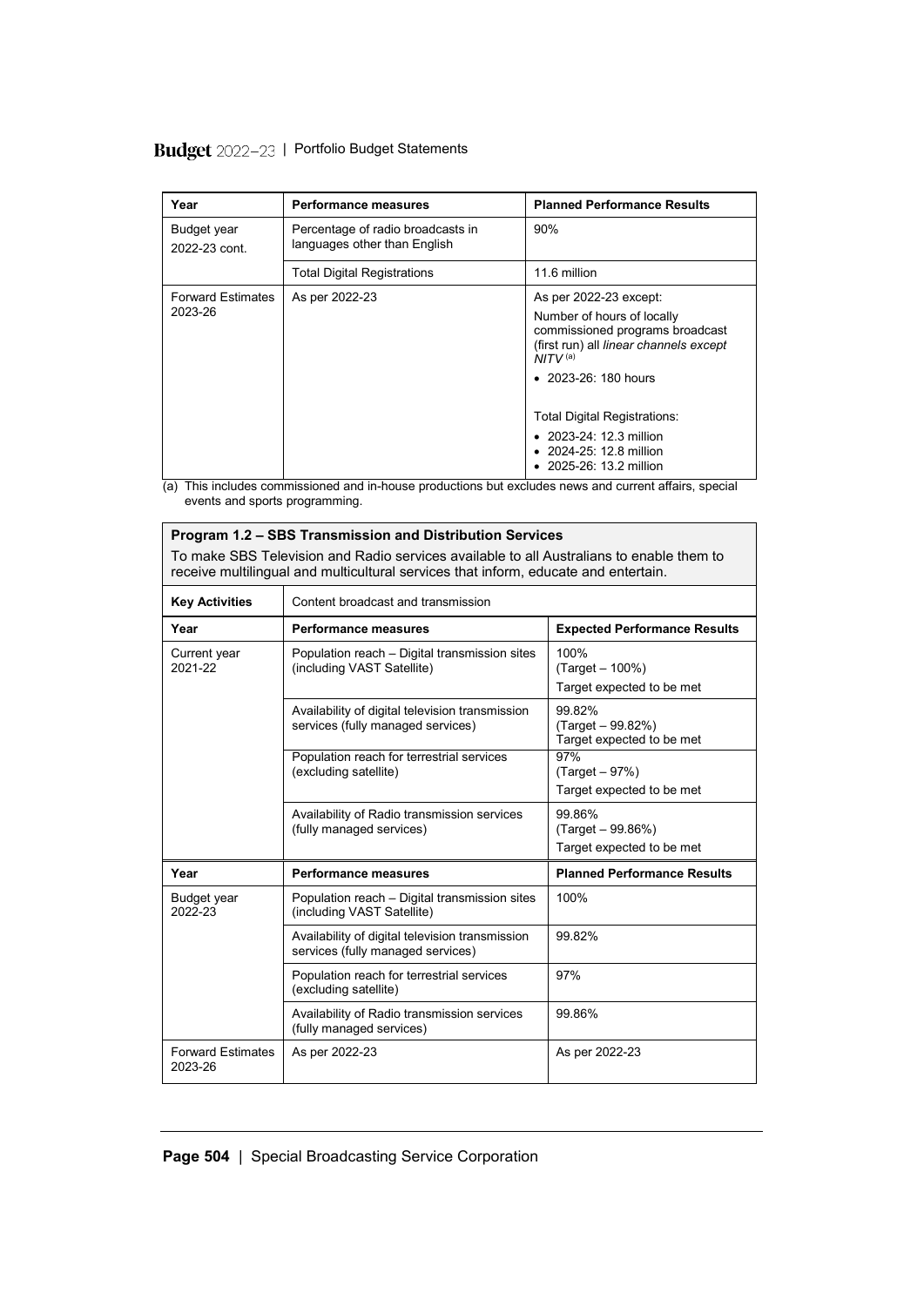| Year | Performance measures | Planned Performance Results |
|---|---|---|
| Budget year 2022-23 cont. | Percentage of radio broadcasts in languages other than English | 90% |
| | Total Digital Registrations | 11.6 million |
| Forward Estimates 2023-26 | As per 2022-23 | As per 2022-23 except:<br>Number of hours of locally commissioned programs broadcast (first run) all *linear channels except NITV* [(a)]<br>• 2023-26: 180 hours<br><br>Total Digital Registrations:<br>• 2023-24: 12.3 million<br>• 2024-25: 12.8 million<br>• 2025-26: 13.2 million |

(a) This includes commissioned and in-house productions but excludes news and current affairs, special events and sports programming.

**Program 1.2 – SBS Transmission and Distribution Services**

To make SBS Television and Radio services available to all Australians to enable them to receive multilingual and multicultural services that inform, educate and entertain.

| Key Activities | Content broadcast and transmission | |
|---|---|---|
| **Year** | **Performance measures** | **Expected Performance Results** |
| Current year 2021-22 | Population reach – Digital transmission sites (including VAST Satellite) | 100%<br>(Target – 100%)<br>Target expected to be met |
| | Availability of digital television transmission services (fully managed services) | 99.82%<br>(Target – 99.82%)<br>Target expected to be met |
| | Population reach for terrestrial services (excluding satellite) | 97%<br>(Target – 97%)<br>Target expected to be met |
| | Availability of Radio transmission services (fully managed services) | 99.86%<br>(Target – 99.86%)<br>Target expected to be met |
| **Year** | **Performance measures** | **Planned Performance Results** |
| Budget year 2022-23 | Population reach – Digital transmission sites (including VAST Satellite) | 100% |
| | Availability of digital television transmission services (fully managed services) | 99.82% |
| | Population reach for terrestrial services (excluding satellite) | 97% |
| | Availability of Radio transmission services (fully managed services) | 99.86% |
| Forward Estimates 2023-26 | As per 2022-23 | As per 2022-23 |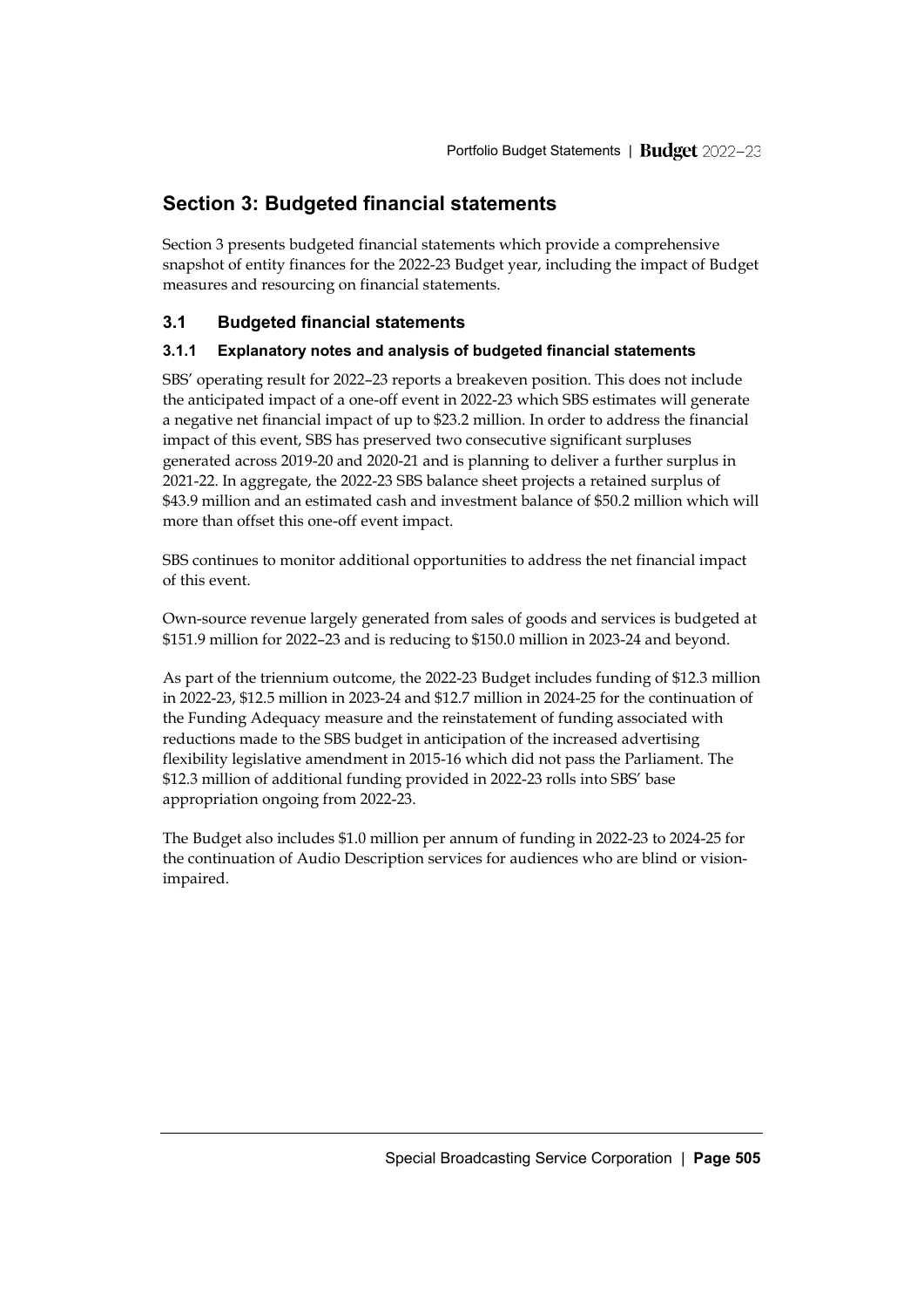## Section 3: Budgeted financial statements

Section 3 presents budgeted financial statements which provide a comprehensive snapshot of entity finances for the 2022-23 Budget year, including the impact of Budget measures and resourcing on financial statements.

### 3.1 Budgeted financial statements

#### 3.1.1 Explanatory notes and analysis of budgeted financial statements

SBS' operating result for 2022–23 reports a breakeven position. This does not include the anticipated impact of a one-off event in 2022-23 which SBS estimates will generate a negative net financial impact of up to $23.2 million. In order to address the financial impact of this event, SBS has preserved two consecutive significant surpluses generated across 2019-20 and 2020-21 and is planning to deliver a further surplus in 2021-22. In aggregate, the 2022-23 SBS balance sheet projects a retained surplus of $43.9 million and an estimated cash and investment balance of $50.2 million which will more than offset this one-off event impact.

SBS continues to monitor additional opportunities to address the net financial impact of this event.

Own-source revenue largely generated from sales of goods and services is budgeted at $151.9 million for 2022–23 and is reducing to $150.0 million in 2023-24 and beyond.

As part of the triennium outcome, the 2022-23 Budget includes funding of $12.3 million in 2022-23, $12.5 million in 2023-24 and $12.7 million in 2024-25 for the continuation of the Funding Adequacy measure and the reinstatement of funding associated with reductions made to the SBS budget in anticipation of the increased advertising flexibility legislative amendment in 2015-16 which did not pass the Parliament. The $12.3 million of additional funding provided in 2022-23 rolls into SBS' base appropriation ongoing from 2022-23.

The Budget also includes $1.0 million per annum of funding in 2022-23 to 2024-25 for the continuation of Audio Description services for audiences who are blind or vision-impaired.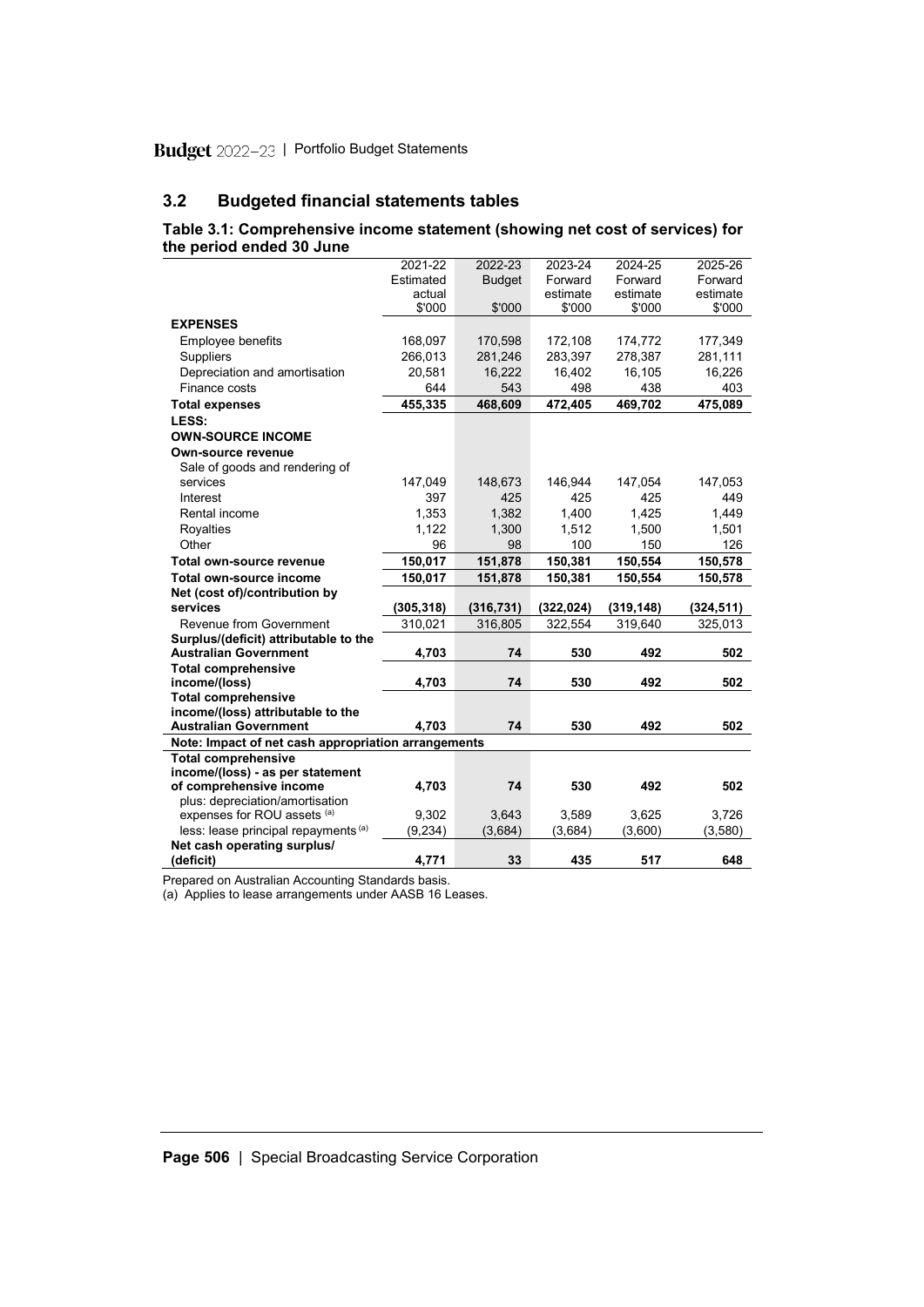## 3.2 Budgeted financial statements tables

**Table 3.1: Comprehensive income statement (showing net cost of services) for the period ended 30 June**

| | 2021-22 Estimated actual $'000 | 2022-23 Budget $'000 | 2023-24 Forward estimate $'000 | 2024-25 Forward estimate $'000 | 2025-26 Forward estimate $'000 |
|---|---|---|---|---|---|
| **EXPENSES** | | | | | |
| Employee benefits | 168,097 | 170,598 | 172,108 | 174,772 | 177,349 |
| Suppliers | 266,013 | 281,246 | 283,397 | 278,387 | 281,111 |
| Depreciation and amortisation | 20,581 | 16,222 | 16,402 | 16,105 | 16,226 |
| Finance costs | 644 | 543 | 498 | 438 | 403 |
| **Total expenses** | **455,335** | **468,609** | **472,405** | **469,702** | **475,089** |
| **LESS:** | | | | | |
| **OWN-SOURCE INCOME** | | | | | |
| **Own-source revenue** | | | | | |
| Sale of goods and rendering of services | 147,049 | 148,673 | 146,944 | 147,054 | 147,053 |
| Interest | 397 | 425 | 425 | 425 | 449 |
| Rental income | 1,353 | 1,382 | 1,400 | 1,425 | 1,449 |
| Royalties | 1,122 | 1,300 | 1,512 | 1,500 | 1,501 |
| Other | 96 | 98 | 100 | 150 | 126 |
| **Total own-source revenue** | **150,017** | **151,878** | **150,381** | **150,554** | **150,578** |
| **Total own-source income** | **150,017** | **151,878** | **150,381** | **150,554** | **150,578** |
| **Net (cost of)/contribution by services** | **(305,318)** | **(316,731)** | **(322,024)** | **(319,148)** | **(324,511)** |
| Revenue from Government | 310,021 | 316,805 | 322,554 | 319,640 | 325,013 |
| **Surplus/(deficit) attributable to the Australian Government** | **4,703** | **74** | **530** | **492** | **502** |
| **Total comprehensive income/(loss)** | **4,703** | **74** | **530** | **492** | **502** |
| **Total comprehensive income/(loss) attributable to the Australian Government** | **4,703** | **74** | **530** | **492** | **502** |
| **Note: Impact of net cash appropriation arrangements** | | | | | |
| **Total comprehensive income/(loss) - as per statement of comprehensive income** | **4,703** | **74** | **530** | **492** | **502** |
| plus: depreciation/amortisation expenses for ROU assets [(a)] | 9,302 | 3,643 | 3,589 | 3,625 | 3,726 |
| less: lease principal repayments [(a)] | (9,234) | (3,684) | (3,684) | (3,600) | (3,580) |
| **Net cash operating surplus/ (deficit)** | **4,771** | **33** | **435** | **517** | **648** |

Prepared on Australian Accounting Standards basis.

(a) Applies to lease arrangements under AASB 16 Leases.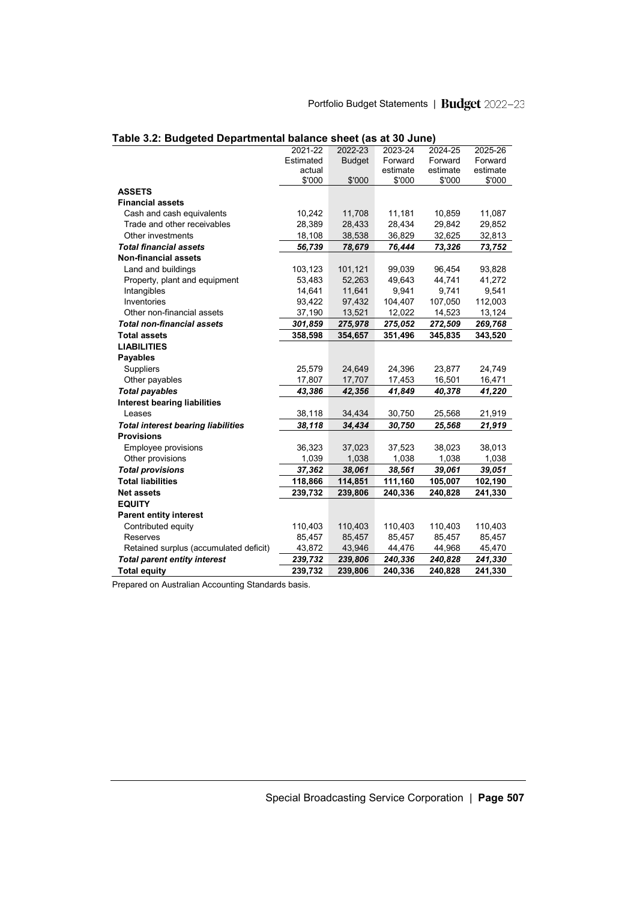**Table 3.2: Budgeted Departmental balance sheet (as at 30 June)**

| | 2021-22 Estimated actual $'000 | 2022-23 Budget $'000 | 2023-24 Forward estimate $'000 | 2024-25 Forward estimate $'000 | 2025-26 Forward estimate $'000 |
|---|---|---|---|---|---|
| **ASSETS** | | | | | |
| **Financial assets** | | | | | |
| Cash and cash equivalents | 10,242 | 11,708 | 11,181 | 10,859 | 11,087 |
| Trade and other receivables | 28,389 | 28,433 | 28,434 | 29,842 | 29,852 |
| Other investments | 18,108 | 38,538 | 36,829 | 32,625 | 32,813 |
| ***Total financial assets*** | ***56,739*** | ***78,679*** | ***76,444*** | ***73,326*** | ***73,752*** |
| **Non-financial assets** | | | | | |
| Land and buildings | 103,123 | 101,121 | 99,039 | 96,454 | 93,828 |
| Property, plant and equipment | 53,483 | 52,263 | 49,643 | 44,741 | 41,272 |
| Intangibles | 14,641 | 11,641 | 9,941 | 9,741 | 9,541 |
| Inventories | 93,422 | 97,432 | 104,407 | 107,050 | 112,003 |
| Other non-financial assets | 37,190 | 13,521 | 12,022 | 14,523 | 13,124 |
| ***Total non-financial assets*** | ***301,859*** | ***275,978*** | ***275,052*** | ***272,509*** | ***269,768*** |
| **Total assets** | **358,598** | **354,657** | **351,496** | **345,835** | **343,520** |
| **LIABILITIES** | | | | | |
| **Payables** | | | | | |
| Suppliers | 25,579 | 24,649 | 24,396 | 23,877 | 24,749 |
| Other payables | 17,807 | 17,707 | 17,453 | 16,501 | 16,471 |
| ***Total payables*** | ***43,386*** | ***42,356*** | ***41,849*** | ***40,378*** | ***41,220*** |
| **Interest bearing liabilities** | | | | | |
| Leases | 38,118 | 34,434 | 30,750 | 25,568 | 21,919 |
| ***Total interest bearing liabilities*** | ***38,118*** | ***34,434*** | ***30,750*** | ***25,568*** | ***21,919*** |
| **Provisions** | | | | | |
| Employee provisions | 36,323 | 37,023 | 37,523 | 38,023 | 38,013 |
| Other provisions | 1,039 | 1,038 | 1,038 | 1,038 | 1,038 |
| ***Total provisions*** | ***37,362*** | ***38,061*** | ***38,561*** | ***39,061*** | ***39,051*** |
| **Total liabilities** | **118,866** | **114,851** | **111,160** | **105,007** | **102,190** |
| **Net assets** | **239,732** | **239,806** | **240,336** | **240,828** | **241,330** |
| **EQUITY** | | | | | |
| **Parent entity interest** | | | | | |
| Contributed equity | 110,403 | 110,403 | 110,403 | 110,403 | 110,403 |
| Reserves | 85,457 | 85,457 | 85,457 | 85,457 | 85,457 |
| Retained surplus (accumulated deficit) | 43,872 | 43,946 | 44,476 | 44,968 | 45,470 |
| ***Total parent entity interest*** | ***239,732*** | ***239,806*** | ***240,336*** | ***240,828*** | ***241,330*** |
| **Total equity** | **239,732** | **239,806** | **240,336** | **240,828** | **241,330** |

Prepared on Australian Accounting Standards basis.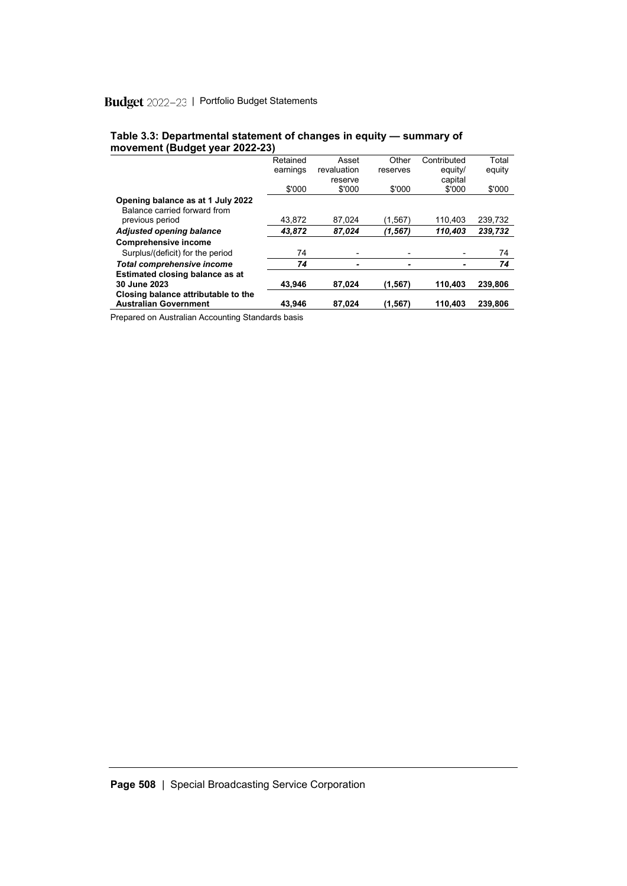**Table 3.3: Departmental statement of changes in equity — summary of movement (Budget year 2022-23)**

| | Retained earnings $'000 | Asset revaluation reserve $'000 | Other reserves $'000 | Contributed equity/ capital $'000 | Total equity $'000 |
|---|---|---|---|---|---|
| **Opening balance as at 1 July 2022** | | | | | |
| Balance carried forward from previous period | 43,872 | 87,024 | (1,567) | 110,403 | 239,732 |
| ***Adjusted opening balance*** | ***43,872*** | ***87,024*** | ***(1,567)*** | ***110,403*** | ***239,732*** |
| **Comprehensive income** | | | | | |
| Surplus/(deficit) for the period | 74 | - | - | - | 74 |
| ***Total comprehensive income*** | ***74*** | ***-*** | ***-*** | ***-*** | ***74*** |
| **Estimated closing balance as at 30 June 2023** | **43,946** | **87,024** | **(1,567)** | **110,403** | **239,806** |
| **Closing balance attributable to the Australian Government** | **43,946** | **87,024** | **(1,567)** | **110,403** | **239,806** |

Prepared on Australian Accounting Standards basis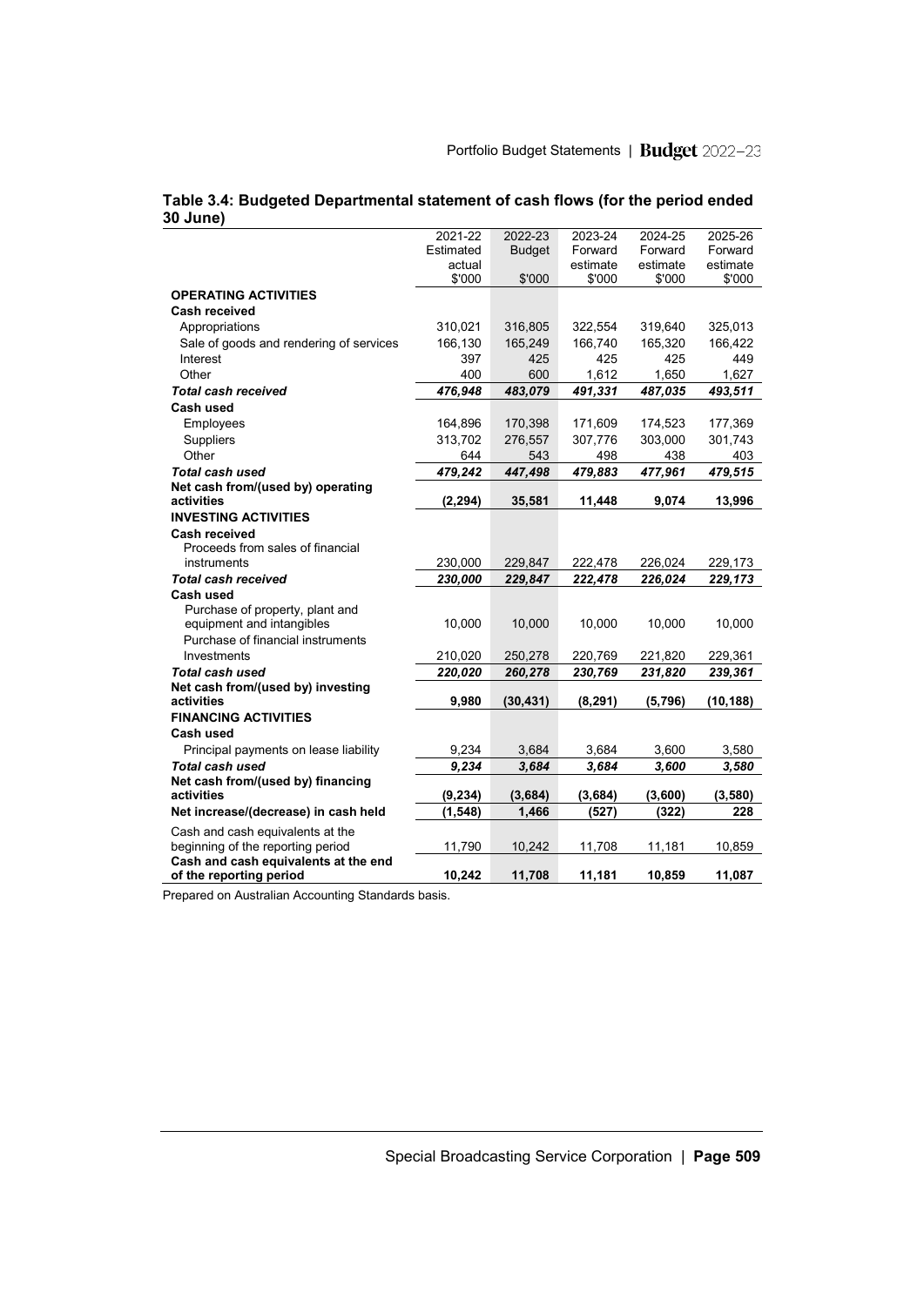**Table 3.4: Budgeted Departmental statement of cash flows (for the period ended 30 June)**

| | 2021-22 Estimated actual $'000 | 2022-23 Budget $'000 | 2023-24 Forward estimate $'000 | 2024-25 Forward estimate $'000 | 2025-26 Forward estimate $'000 |
|---|---|---|---|---|---|
| **OPERATING ACTIVITIES** | | | | | |
| **Cash received** | | | | | |
| Appropriations | 310,021 | 316,805 | 322,554 | 319,640 | 325,013 |
| Sale of goods and rendering of services | 166,130 | 165,249 | 166,740 | 165,320 | 166,422 |
| Interest | 397 | 425 | 425 | 425 | 449 |
| Other | 400 | 600 | 1,612 | 1,650 | 1,627 |
| ***Total cash received*** | ***476,948*** | ***483,079*** | ***491,331*** | ***487,035*** | ***493,511*** |
| **Cash used** | | | | | |
| Employees | 164,896 | 170,398 | 171,609 | 174,523 | 177,369 |
| Suppliers | 313,702 | 276,557 | 307,776 | 303,000 | 301,743 |
| Other | 644 | 543 | 498 | 438 | 403 |
| ***Total cash used*** | ***479,242*** | ***447,498*** | ***479,883*** | ***477,961*** | ***479,515*** |
| **Net cash from/(used by) operating activities** | **(2,294)** | **35,581** | **11,448** | **9,074** | **13,996** |
| **INVESTING ACTIVITIES** | | | | | |
| **Cash received** | | | | | |
| Proceeds from sales of financial instruments | 230,000 | 229,847 | 222,478 | 226,024 | 229,173 |
| ***Total cash received*** | ***230,000*** | ***229,847*** | ***222,478*** | ***226,024*** | ***229,173*** |
| **Cash used** | | | | | |
| Purchase of property, plant and equipment and intangibles | 10,000 | 10,000 | 10,000 | 10,000 | 10,000 |
| Purchase of financial instruments Investments | 210,020 | 250,278 | 220,769 | 221,820 | 229,361 |
| ***Total cash used*** | ***220,020*** | ***260,278*** | ***230,769*** | ***231,820*** | ***239,361*** |
| **Net cash from/(used by) investing activities** | **9,980** | **(30,431)** | **(8,291)** | **(5,796)** | **(10,188)** |
| **FINANCING ACTIVITIES** | | | | | |
| **Cash used** | | | | | |
| Principal payments on lease liability | 9,234 | 3,684 | 3,684 | 3,600 | 3,580 |
| ***Total cash used*** | ***9,234*** | ***3,684*** | ***3,684*** | ***3,600*** | ***3,580*** |
| **Net cash from/(used by) financing activities** | **(9,234)** | **(3,684)** | **(3,684)** | **(3,600)** | **(3,580)** |
| **Net increase/(decrease) in cash held** | **(1,548)** | **1,466** | **(527)** | **(322)** | **228** |
| Cash and cash equivalents at the beginning of the reporting period | 11,790 | 10,242 | 11,708 | 11,181 | 10,859 |
| **Cash and cash equivalents at the end of the reporting period** | **10,242** | **11,708** | **11,181** | **10,859** | **11,087** |

Prepared on Australian Accounting Standards basis.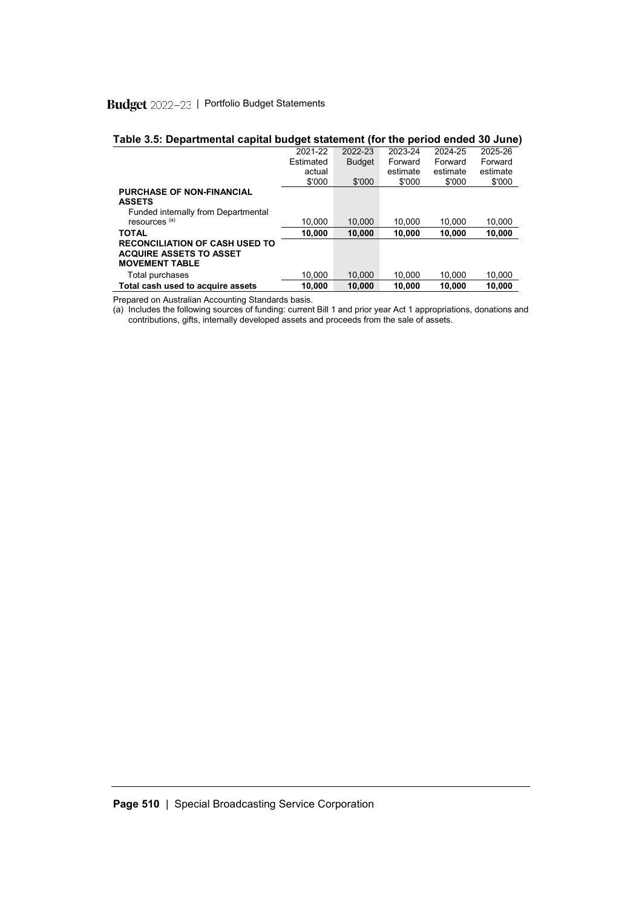### Table 3.5: Departmental capital budget statement (for the period ended 30 June)

| | 2021-22 Estimated actual $'000 | 2022-23 Budget $'000 | 2023-24 Forward estimate $'000 | 2024-25 Forward estimate $'000 | 2025-26 Forward estimate $'000 |
|---|---|---|---|---|---|
| **PURCHASE OF NON-FINANCIAL ASSETS** | | | | | |
| Funded internally from Departmental resources [(a)] | 10,000 | 10,000 | 10,000 | 10,000 | 10,000 |
| **TOTAL** | **10,000** | **10,000** | **10,000** | **10,000** | **10,000** |
| **RECONCILIATION OF CASH USED TO ACQUIRE ASSETS TO ASSET MOVEMENT TABLE** | | | | | |
| Total purchases | 10,000 | 10,000 | 10,000 | 10,000 | 10,000 |
| **Total cash used to acquire assets** | **10,000** | **10,000** | **10,000** | **10,000** | **10,000** |

Prepared on Australian Accounting Standards basis.

(a) Includes the following sources of funding: current Bill 1 and prior year Act 1 appropriations, donations and contributions, gifts, internally developed assets and proceeds from the sale of assets.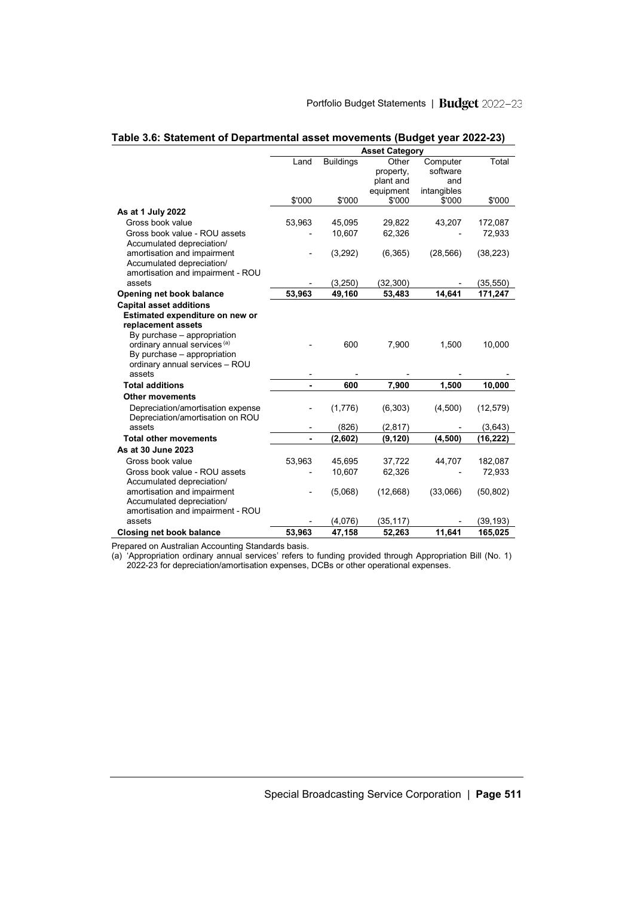## Table 3.6: Statement of Departmental asset movements (Budget year 2022-23)

| | Asset Category | | | | |
|---|---|---|---|---|---|
| | Land | Buildings | Other property, plant and equipment | Computer software and intangibles | Total |
| | $'000 | $'000 | $'000 | $'000 | $'000 |
| **As at 1 July 2022** | | | | | |
| Gross book value | 53,963 | 45,095 | 29,822 | 43,207 | 172,087 |
| Gross book value - ROU assets | - | 10,607 | 62,326 | - | 72,933 |
| Accumulated depreciation/ amortisation and impairment | - | (3,292) | (6,365) | (28,566) | (38,223) |
| Accumulated depreciation/ amortisation and impairment - ROU assets | - | (3,250) | (32,300) | - | (35,550) |
| **Opening net book balance** | **53,963** | **49,160** | **53,483** | **14,641** | **171,247** |
| **Capital asset additions** | | | | | |
| **Estimated expenditure on new or replacement assets** | | | | | |
| By purchase – appropriation ordinary annual services [(a)] | - | 600 | 7,900 | 1,500 | 10,000 |
| By purchase – appropriation ordinary annual services – ROU assets | - | - | - | - | - |
| **Total additions** | **-** | **600** | **7,900** | **1,500** | **10,000** |
| **Other movements** | | | | | |
| Depreciation/amortisation expense | - | (1,776) | (6,303) | (4,500) | (12,579) |
| Depreciation/amortisation on ROU assets | - | (826) | (2,817) | - | (3,643) |
| **Total other movements** | **-** | **(2,602)** | **(9,120)** | **(4,500)** | **(16,222)** |
| **As at 30 June 2023** | | | | | |
| Gross book value | 53,963 | 45,695 | 37,722 | 44,707 | 182,087 |
| Gross book value - ROU assets | - | 10,607 | 62,326 | - | 72,933 |
| Accumulated depreciation/ amortisation and impairment | - | (5,068) | (12,668) | (33,066) | (50,802) |
| Accumulated depreciation/ amortisation and impairment - ROU assets | - | (4,076) | (35,117) | - | (39,193) |
| **Closing net book balance** | **53,963** | **47,158** | **52,263** | **11,641** | **165,025** |

Prepared on Australian Accounting Standards basis.

(a) 'Appropriation ordinary annual services' refers to funding provided through Appropriation Bill (No. 1) 2022-23 for depreciation/amortisation expenses, DCBs or other operational expenses.